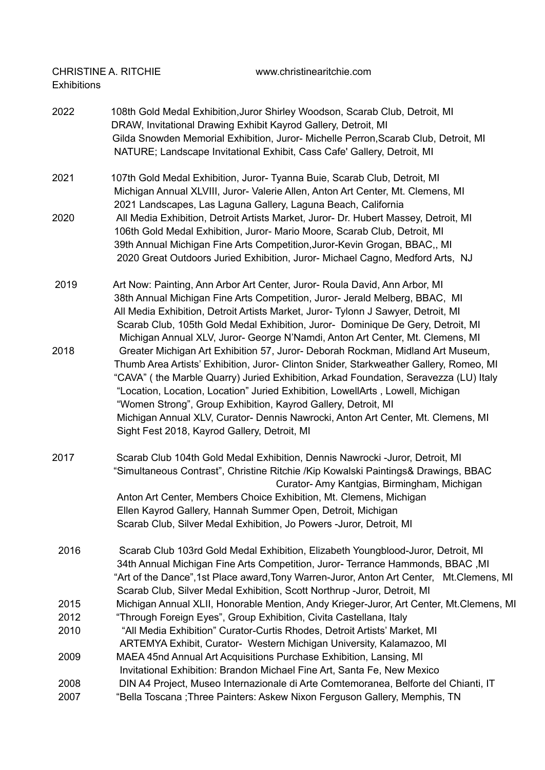CHRISTINE A. RITCHIE www.christinearitchie.com

## Exhibitions

**2022**
- 108th Gold Medal Exhibition,Juror Shirley Woodson, Scarab Club, Detroit, MI
- DRAW, Invitational Drawing Exhibit Kayrod Gallery, Detroit, MI
- Gilda Snowden Memorial Exhibition, Juror- Michelle Perron,Scarab Club, Detroit, MI
- NATURE; Landscape Invitational Exhibit, Cass Cafe' Gallery, Detroit, MI

**2021**
- 107th Gold Medal Exhibition, Juror- Tyanna Buie, Scarab Club, Detroit, MI
- Michigan Annual XLVIII, Juror- Valerie Allen, Anton Art Center, Mt. Clemens, MI
- 2021 Landscapes, Las Laguna Gallery, Laguna Beach, California

**2020**
- All Media Exhibition, Detroit Artists Market, Juror- Dr. Hubert Massey, Detroit, MI
- 106th Gold Medal Exhibition, Juror- Mario Moore, Scarab Club, Detroit, MI
- 39th Annual Michigan Fine Arts Competition,Juror-Kevin Grogan, BBAC,, MI
- 2020 Great Outdoors Juried Exhibition, Juror- Michael Cagno, Medford Arts, NJ

**2019**
- Art Now: Painting, Ann Arbor Art Center, Juror- Roula David, Ann Arbor, MI
- 38th Annual Michigan Fine Arts Competition, Juror- Jerald Melberg, BBAC, MI
- All Media Exhibition, Detroit Artists Market, Juror- Tylonn J Sawyer, Detroit, MI
- Scarab Club, 105th Gold Medal Exhibition, Juror- Dominique De Gery, Detroit, MI
- Michigan Annual XLV, Juror- George N'Namdi, Anton Art Center, Mt. Clemens, MI

**2018**
- Greater Michigan Art Exhibition 57, Juror- Deborah Rockman, Midland Art Museum,
- Thumb Area Artists' Exhibition, Juror- Clinton Snider, Starkweather Gallery, Romeo, MI
- "CAVA" ( the Marble Quarry) Juried Exhibition, Arkad Foundation, Seravezza (LU) Italy
- "Location, Location, Location" Juried Exhibition, LowellArts , Lowell, Michigan
- "Women Strong", Group Exhibition, Kayrod Gallery, Detroit, MI
- Michigan Annual XLV, Curator- Dennis Nawrocki, Anton Art Center, Mt. Clemens, MI
- Sight Fest 2018, Kayrod Gallery, Detroit, MI

**2017**
- Scarab Club 104th Gold Medal Exhibition, Dennis Nawrocki -Juror, Detroit, MI
- "Simultaneous Contrast", Christine Ritchie /Kip Kowalski Paintings& Drawings, BBAC Curator- Amy Kantgias, Birmingham, Michigan
- Anton Art Center, Members Choice Exhibition, Mt. Clemens, Michigan
- Ellen Kayrod Gallery, Hannah Summer Open, Detroit, Michigan
- Scarab Club, Silver Medal Exhibition, Jo Powers -Juror, Detroit, MI

**2016**
- Scarab Club 103rd Gold Medal Exhibition, Elizabeth Youngblood-Juror, Detroit, MI
- 34th Annual Michigan Fine Arts Competition, Juror- Terrance Hammonds, BBAC ,MI
- "Art of the Dance",1st Place award,Tony Warren-Juror, Anton Art Center, Mt.Clemens, MI
- Scarab Club, Silver Medal Exhibition, Scott Northrup -Juror, Detroit, MI

**2015**
- Michigan Annual XLII, Honorable Mention, Andy Krieger-Juror, Art Center, Mt.Clemens, MI

**2012**
- "Through Foreign Eyes", Group Exhibition, Civita Castellana, Italy

**2010**
- "All Media Exhibition" Curator-Curtis Rhodes, Detroit Artists' Market, MI
- ARTEMYA Exhibit, Curator- Western Michigan University, Kalamazoo, MI

**2009**
- MAEA 45nd Annual Art Acquisitions Purchase Exhibition, Lansing, MI
- Invitational Exhibition: Brandon Michael Fine Art, Santa Fe, New Mexico

**2008**
- DIN A4 Project, Museo Internazionale di Arte Comtemoranea, Belforte del Chianti, IT

**2007**
- "Bella Toscana ;Three Painters: Askew Nixon Ferguson Gallery, Memphis, TN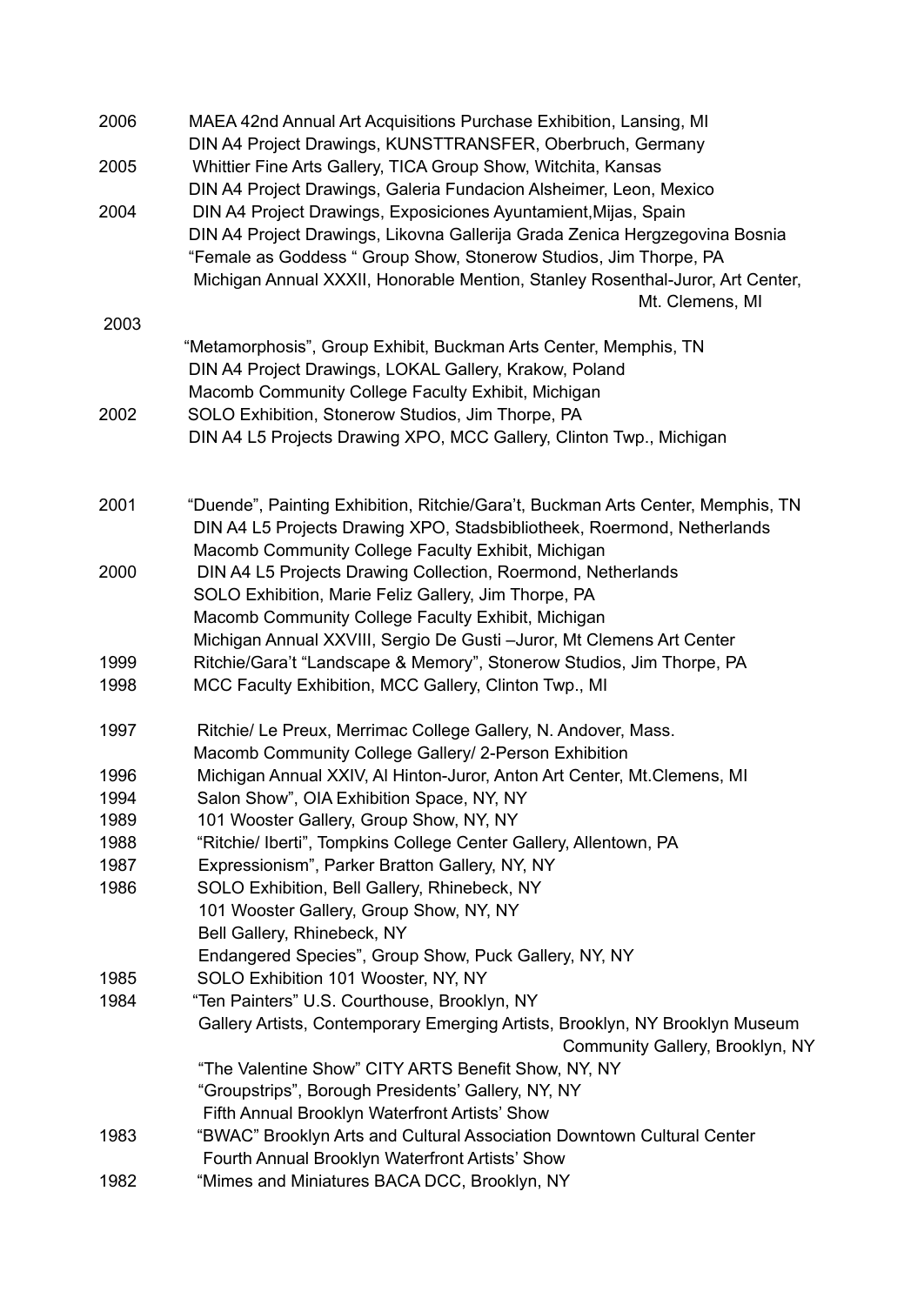2006 MAEA 42nd Annual Art Acquisitions Purchase Exhibition, Lansing, MI
DIN A4 Project Drawings, KUNSTTRANSFER, Oberbruch, Germany

2005 Whittier Fine Arts Gallery, TICA Group Show, Witchita, Kansas
DIN A4 Project Drawings, Galeria Fundacion Alsheimer, Leon, Mexico

2004 DIN A4 Project Drawings, Exposiciones Ayuntamient,Mijas, Spain
DIN A4 Project Drawings, Likovna Gallerija Grada Zenica Hergzegovina Bosnia
“Female as Goddess “ Group Show, Stonerow Studios, Jim Thorpe, PA
Michigan Annual XXXII, Honorable Mention, Stanley Rosenthal-Juror, Art Center, Mt. Clemens, MI

2003
“Metamorphosis”, Group Exhibit, Buckman Arts Center, Memphis, TN
DIN A4 Project Drawings, LOKAL Gallery, Krakow, Poland
Macomb Community College Faculty Exhibit, Michigan

2002 SOLO Exhibition, Stonerow Studios, Jim Thorpe, PA
DIN A4 L5 Projects Drawing XPO, MCC Gallery, Clinton Twp., Michigan

2001 “Duende”, Painting Exhibition, Ritchie/Gara’t, Buckman Arts Center, Memphis, TN
DIN A4 L5 Projects Drawing XPO, Stadsbibliotheek, Roermond, Netherlands
Macomb Community College Faculty Exhibit, Michigan

2000 DIN A4 L5 Projects Drawing Collection, Roermond, Netherlands
SOLO Exhibition, Marie Feliz Gallery, Jim Thorpe, PA
Macomb Community College Faculty Exhibit, Michigan
Michigan Annual XXVIII, Sergio De Gusti –Juror, Mt Clemens Art Center

1999 Ritchie/Gara’t “Landscape & Memory”, Stonerow Studios, Jim Thorpe, PA

1998 MCC Faculty Exhibition, MCC Gallery, Clinton Twp., MI

1997 Ritchie/ Le Preux, Merrimac College Gallery, N. Andover, Mass.
Macomb Community College Gallery/ 2-Person Exhibition

1996 Michigan Annual XXIV, Al Hinton-Juror, Anton Art Center, Mt.Clemens, MI

1994 Salon Show”, OIA Exhibition Space, NY, NY

1989 101 Wooster Gallery, Group Show, NY, NY

1988 “Ritchie/ Iberti”, Tompkins College Center Gallery, Allentown, PA

1987 Expressionism”, Parker Bratton Gallery, NY, NY

1986 SOLO Exhibition, Bell Gallery, Rhinebeck, NY
101 Wooster Gallery, Group Show, NY, NY
Bell Gallery, Rhinebeck, NY
Endangered Species”, Group Show, Puck Gallery, NY, NY

1985 SOLO Exhibition 101 Wooster, NY, NY

1984 “Ten Painters” U.S. Courthouse, Brooklyn, NY
Gallery Artists, Contemporary Emerging Artists, Brooklyn, NY Brooklyn Museum Community Gallery, Brooklyn, NY
“The Valentine Show” CITY ARTS Benefit Show, NY, NY
“Groupstrips”, Borough Presidents’ Gallery, NY, NY
Fifth Annual Brooklyn Waterfront Artists’ Show

1983 “BWAC” Brooklyn Arts and Cultural Association Downtown Cultural Center
Fourth Annual Brooklyn Waterfront Artists’ Show

1982 “Mimes and Miniatures BACA DCC, Brooklyn, NY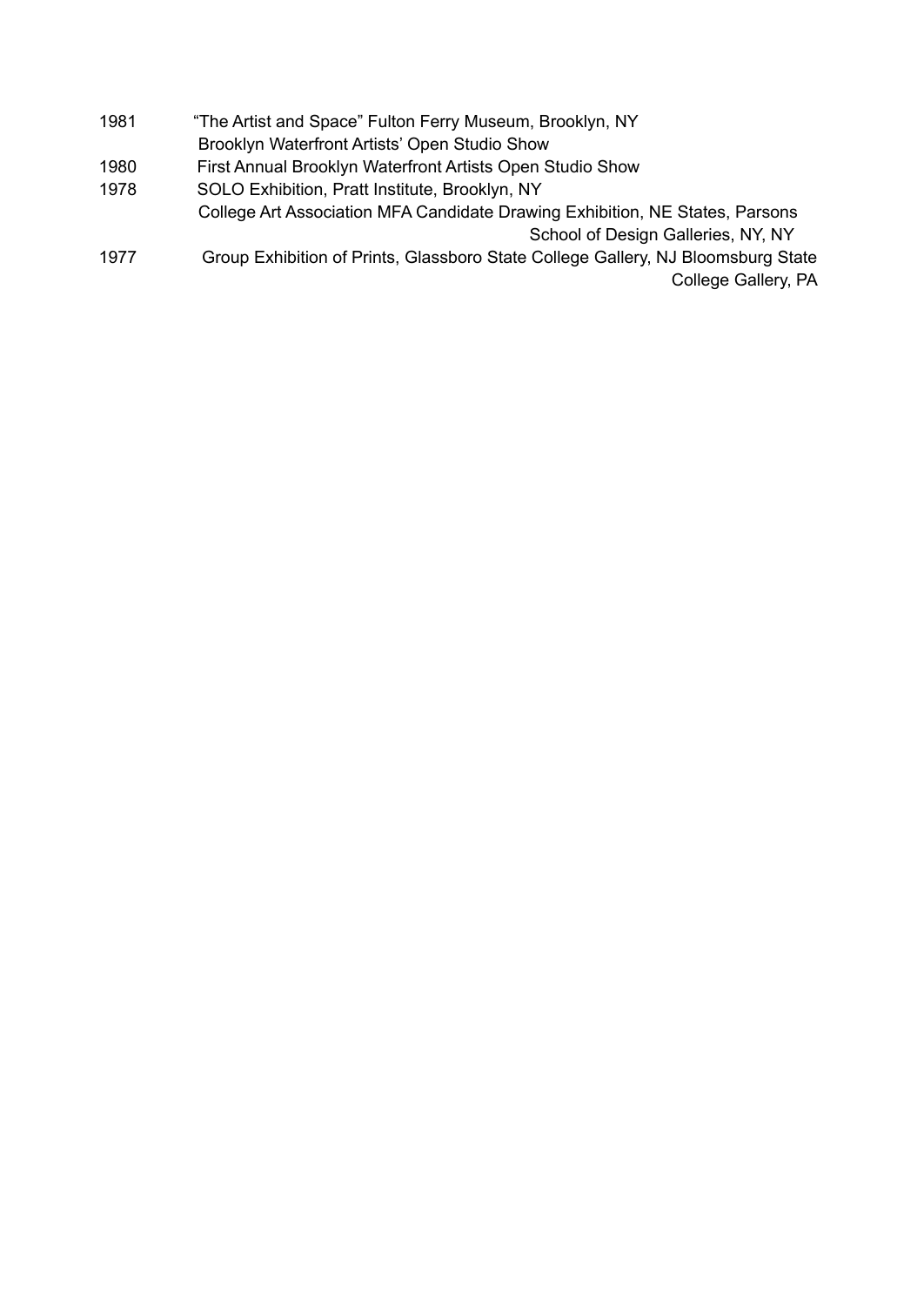| | |
|---|---|
| 1981 | "The Artist and Space" Fulton Ferry Museum, Brooklyn, NY |
| | Brooklyn Waterfront Artists' Open Studio Show |
| 1980 | First Annual Brooklyn Waterfront Artists Open Studio Show |
| 1978 | SOLO Exhibition, Pratt Institute, Brooklyn, NY |
| | College Art Association MFA Candidate Drawing Exhibition, NE States, Parsons School of Design Galleries, NY, NY |
| 1977 | Group Exhibition of Prints, Glassboro State College Gallery, NJ Bloomsburg State College Gallery, PA |